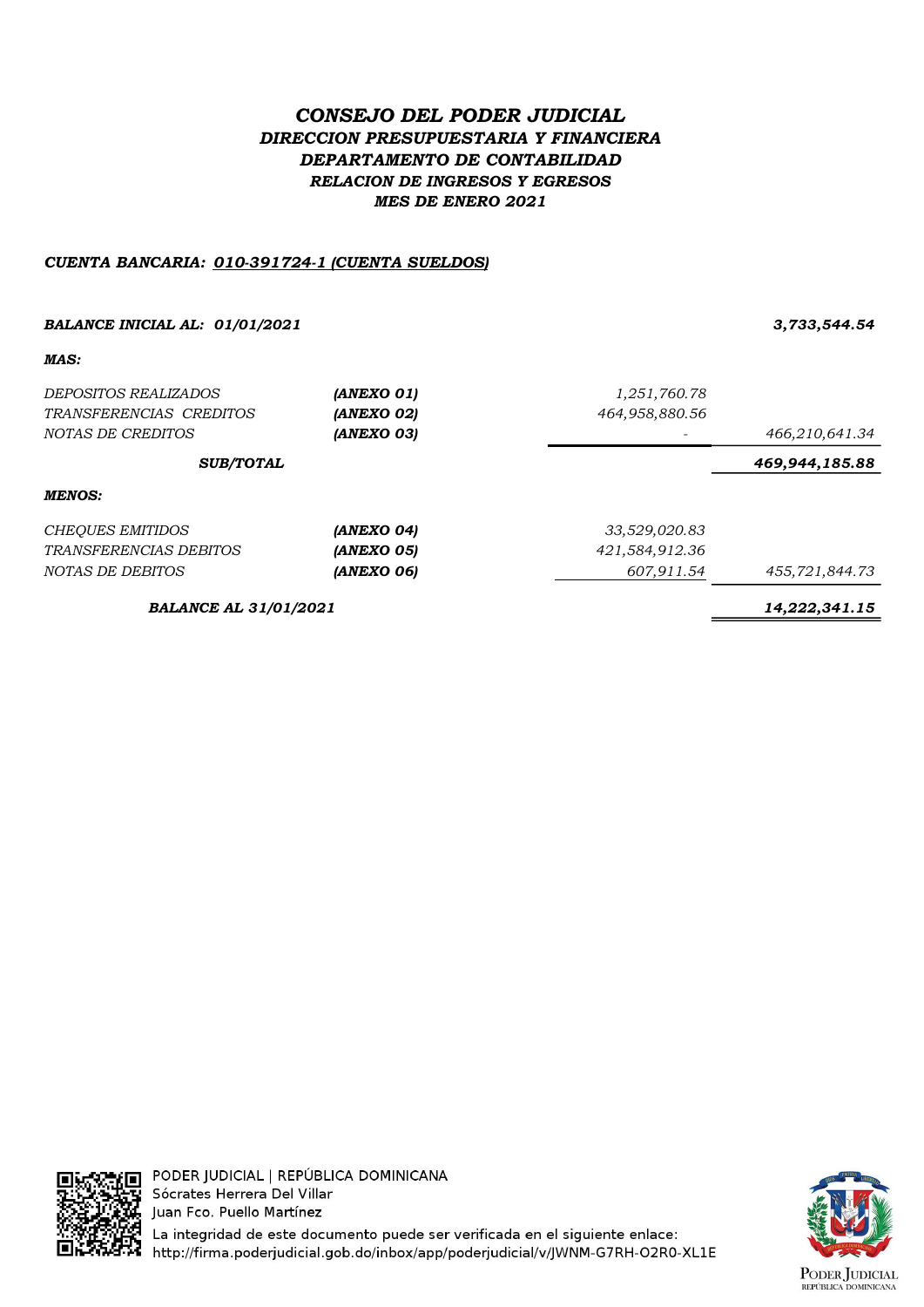# *CONSEJO DEL PODER JUDICIAL*

## *DIRECCION PRESUPUESTARIA Y FINANCIERA*

## *DEPARTAMENTO DE CONTABILIDAD*

### *RELACION DE INGRESOS Y EGRESOS*

### *MES DE ENERO 2021*

***CUENTA BANCARIA: 010-391724-1 (CUENTA SUELDOS)***

| | | | |
|---|---|---|---|
| ***BALANCE INICIAL AL: 01/01/2021*** | | | ***3,733,544.54*** |
| ***MAS:*** | | | |
| *DEPOSITOS REALIZADOS* | ***(ANEXO 01)*** | *1,251,760.78* | |
| *TRANSFERENCIAS CREDITOS* | ***(ANEXO 02)*** | *464,958,880.56* | |
| *NOTAS DE CREDITOS* | ***(ANEXO 03)*** | *-* | *466,210,641.34* |
| ***SUB/TOTAL*** | | | ***469,944,185.88*** |
| ***MENOS:*** | | | |
| *CHEQUES EMITIDOS* | ***(ANEXO 04)*** | *33,529,020.83* | |
| *TRANSFERENCIAS DEBITOS* | ***(ANEXO 05)*** | *421,584,912.36* | |
| *NOTAS DE DEBITOS* | ***(ANEXO 06)*** | *607,911.54* | *455,721,844.73* |
| ***BALANCE AL 31/01/2021*** | | | ***14,222,341.15*** |

PODER JUDICIAL | REPÚBLICA DOMINICANA
Sócrates Herrera Del Villar
Juan Fco. Puello Martínez
La integridad de este documento puede ser verificada en el siguiente enlace:
http://firma.poderjudicial.gob.do/inbox/app/poderjudicial/v/JWNM-G7RH-O2R0-XL1E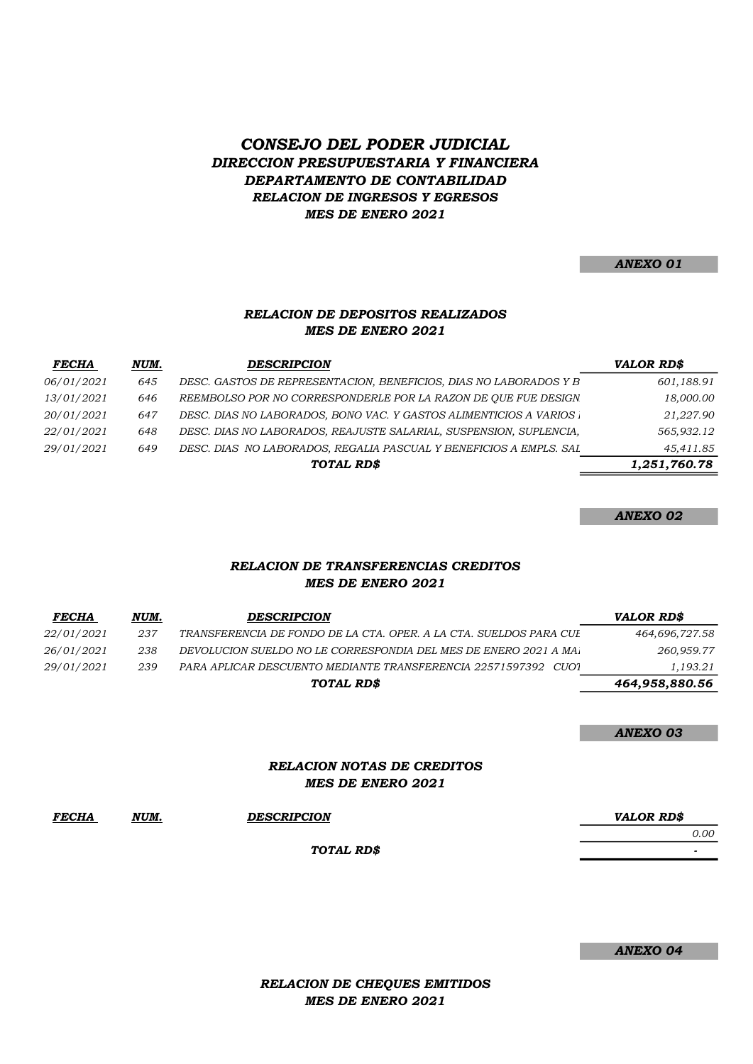# *CONSEJO DEL PODER JUDICIAL*
## *DIRECCION PRESUPUESTARIA Y FINANCIERA*
## *DEPARTAMENTO DE CONTABILIDAD*
### *RELACION DE INGRESOS Y EGRESOS*
### *MES DE ENERO 2021*

**ANEXO 01**

### *RELACION DE DEPOSITOS REALIZADOS*
### *MES DE ENERO 2021*

| FECHA | NUM. | DESCRIPCION | VALOR RD$ |
|---|---|---|---|
| 06/01/2021 | 645 | DESC. GASTOS DE REPRESENTACION, BENEFICIOS, DIAS NO LABORADOS Y B | 601,188.91 |
| 13/01/2021 | 646 | REEMBOLSO POR NO CORRESPONDERLE POR LA RAZON DE QUE FUE DESIGN | 18,000.00 |
| 20/01/2021 | 647 | DESC. DIAS NO LABORADOS, BONO VAC. Y GASTOS ALIMENTICIOS A VARIOS | 21,227.90 |
| 22/01/2021 | 648 | DESC. DIAS NO LABORADOS, REAJUSTE SALARIAL, SUSPENSION, SUPLENCIA, | 565,932.12 |
| 29/01/2021 | 649 | DESC. DIAS NO LABORADOS, REGALIA PASCUAL Y BENEFICIOS A EMPLS. SAL | 45,411.85 |
| | | **TOTAL RD$** | **1,251,760.78** |

**ANEXO 02**

### *RELACION DE TRANSFERENCIAS CREDITOS*
### *MES DE ENERO 2021*

| FECHA | NUM. | DESCRIPCION | VALOR RD$ |
|---|---|---|---|
| 22/01/2021 | 237 | TRANSFERENCIA DE FONDO DE LA CTA. OPER. A LA CTA. SUELDOS PARA CUE | 464,696,727.58 |
| 26/01/2021 | 238 | DEVOLUCION SUELDO NO LE CORRESPONDIA DEL MES DE ENERO 2021 A MA | 260,959.77 |
| 29/01/2021 | 239 | PARA APLICAR DESCUENTO MEDIANTE TRANSFERENCIA 22571597392 CUOT | 1,193.21 |
| | | **TOTAL RD$** | **464,958,880.56** |

**ANEXO 03**

### *RELACION NOTAS DE CREDITOS*
### *MES DE ENERO 2021*

| FECHA | NUM. | DESCRIPCION | VALOR RD$ |
|---|---|---|---|
| | | | 0.00 |
| | | **TOTAL RD$** | - |

**ANEXO 04**

### *RELACION DE CHEQUES EMITIDOS*
### *MES DE ENERO 2021*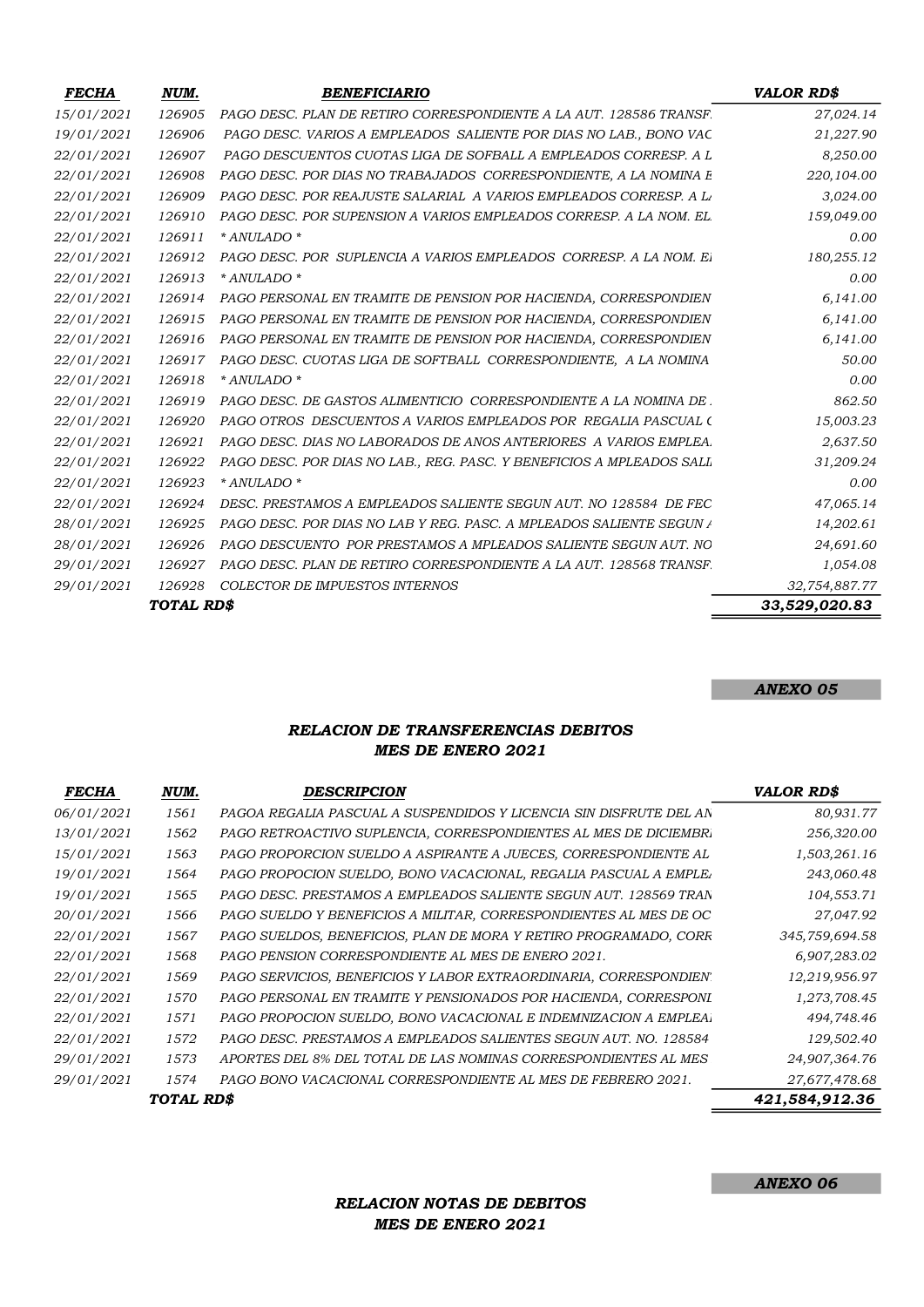| *FECHA* | *NUM.* | *BENEFICIARIO* | *VALOR RD$* |
|---|---|---|---|
| *15/01/2021* | *126905* | *PAGO DESC. PLAN DE RETIRO CORRESPONDIENTE A LA AUT. 128586 TRANSF.* | *27,024.14* |
| *19/01/2021* | *126906* | *PAGO DESC. VARIOS A EMPLEADOS SALIENTE POR DIAS NO LAB., BONO VAC* | *21,227.90* |
| *22/01/2021* | *126907* | *PAGO DESCUENTOS CUOTAS LIGA DE SOFBALL A EMPLEADOS CORRESP. A L* | *8,250.00* |
| *22/01/2021* | *126908* | *PAGO DESC. POR DIAS NO TRABAJADOS CORRESPONDIENTE, A LA NOMINA E* | *220,104.00* |
| *22/01/2021* | *126909* | *PAGO DESC. POR REAJUSTE SALARIAL A VARIOS EMPLEADOS CORRESP. A LA* | *3,024.00* |
| *22/01/2021* | *126910* | *PAGO DESC. POR SUPENSION A VARIOS EMPLEADOS CORRESP. A LA NOM. EL* | *159,049.00* |
| *22/01/2021* | *126911* | ** ANULADO ** | *0.00* |
| *22/01/2021* | *126912* | *PAGO DESC. POR SUPLENCIA A VARIOS EMPLEADOS CORRESP. A LA NOM. E* | *180,255.12* |
| *22/01/2021* | *126913* | ** ANULADO ** | *0.00* |
| *22/01/2021* | *126914* | *PAGO PERSONAL EN TRAMITE DE PENSION POR HACIENDA, CORRESPONDIEN* | *6,141.00* |
| *22/01/2021* | *126915* | *PAGO PERSONAL EN TRAMITE DE PENSION POR HACIENDA, CORRESPONDIEN* | *6,141.00* |
| *22/01/2021* | *126916* | *PAGO PERSONAL EN TRAMITE DE PENSION POR HACIENDA, CORRESPONDIEN* | *6,141.00* |
| *22/01/2021* | *126917* | *PAGO DESC. CUOTAS LIGA DE SOFTBALL CORRESPONDIENTE, A LA NOMINA* | *50.00* |
| *22/01/2021* | *126918* | ** ANULADO ** | *0.00* |
| *22/01/2021* | *126919* | *PAGO DESC. DE GASTOS ALIMENTICIO CORRESPONDIENTE A LA NOMINA DE* | *862.50* |
| *22/01/2021* | *126920* | *PAGO OTROS DESCUENTOS A VARIOS EMPLEADOS POR REGALIA PASCUAL C* | *15,003.23* |
| *22/01/2021* | *126921* | *PAGO DESC. DIAS NO LABORADOS DE ANOS ANTERIORES A VARIOS EMPLEA* | *2,637.50* |
| *22/01/2021* | *126922* | *PAGO DESC. POR DIAS NO LAB., REG. PASC. Y BENEFICIOS A MPLEADOS SALI* | *31,209.24* |
| *22/01/2021* | *126923* | ** ANULADO ** | *0.00* |
| *22/01/2021* | *126924* | *DESC. PRESTAMOS A EMPLEADOS SALIENTE SEGUN AUT. NO 128584 DE FEC* | *47,065.14* |
| *28/01/2021* | *126925* | *PAGO DESC. POR DIAS NO LAB Y REG. PASC. A MPLEADOS SALIENTE SEGUN A* | *14,202.61* |
| *28/01/2021* | *126926* | *PAGO DESCUENTO POR PRESTAMOS A MPLEADOS SALIENTE SEGUN AUT. NO* | *24,691.60* |
| *29/01/2021* | *126927* | *PAGO DESC. PLAN DE RETIRO CORRESPONDIENTE A LA AUT. 128568 TRANSF.* | *1,054.08* |
| *29/01/2021* | *126928* | *COLECTOR DE IMPUESTOS INTERNOS* | *32,754,887.77* |
| | ***TOTAL RD$*** | | ***33,529,020.83*** |

***ANEXO 05***

## *RELACION DE TRANSFERENCIAS DEBITOS*
## *MES DE ENERO 2021*

| *FECHA* | *NUM.* | *DESCRIPCION* | *VALOR RD$* |
|---|---|---|---|
| *06/01/2021* | *1561* | *PAGOA REGALIA PASCUAL A SUSPENDIDOS Y LICENCIA SIN DISFRUTE DEL AN* | *80,931.77* |
| *13/01/2021* | *1562* | *PAGO RETROACTIVO SUPLENCIA, CORRESPONDIENTES AL MES DE DICIEMBR* | *256,320.00* |
| *15/01/2021* | *1563* | *PAGO PROPORCION SUELDO A ASPIRANTE A JUECES, CORRESPONDIENTE AL* | *1,503,261.16* |
| *19/01/2021* | *1564* | *PAGO PROPOCION SUELDO, BONO VACACIONAL, REGALIA PASCUAL A EMPLE* | *243,060.48* |
| *19/01/2021* | *1565* | *PAGO DESC. PRESTAMOS A EMPLEADOS SALIENTE SEGUN AUT. 128569 TRAN* | *104,553.71* |
| *20/01/2021* | *1566* | *PAGO SUELDO Y BENEFICIOS A MILITAR, CORRESPONDIENTES AL MES DE OC* | *27,047.92* |
| *22/01/2021* | *1567* | *PAGO SUELDOS, BENEFICIOS, PLAN DE MORA Y RETIRO PROGRAMADO, CORR* | *345,759,694.58* |
| *22/01/2021* | *1568* | *PAGO PENSION CORRESPONDIENTE AL MES DE ENERO 2021.* | *6,907,283.02* |
| *22/01/2021* | *1569* | *PAGO SERVICIOS, BENEFICIOS Y LABOR EXTRAORDINARIA, CORRESPONDIEN* | *12,219,956.97* |
| *22/01/2021* | *1570* | *PAGO PERSONAL EN TRAMITE Y PENSIONADOS POR HACIENDA, CORRESPONDI* | *1,273,708.45* |
| *22/01/2021* | *1571* | *PAGO PROPOCION SUELDO, BONO VACACIONAL E INDEMNIZACION A EMPLEA* | *494,748.46* |
| *22/01/2021* | *1572* | *PAGO DESC. PRESTAMOS A EMPLEADOS SALIENTES SEGUN AUT. NO. 128584* | *129,502.40* |
| *29/01/2021* | *1573* | *APORTES DEL 8% DEL TOTAL DE LAS NOMINAS CORRESPONDIENTES AL MES* | *24,907,364.76* |
| *29/01/2021* | *1574* | *PAGO BONO VACACIONAL CORRESPONDIENTE AL MES DE FEBRERO 2021.* | *27,677,478.68* |
| | ***TOTAL RD$*** | | ***421,584,912.36*** |

***ANEXO 06***

## *RELACION NOTAS DE DEBITOS*
## *MES DE ENERO 2021*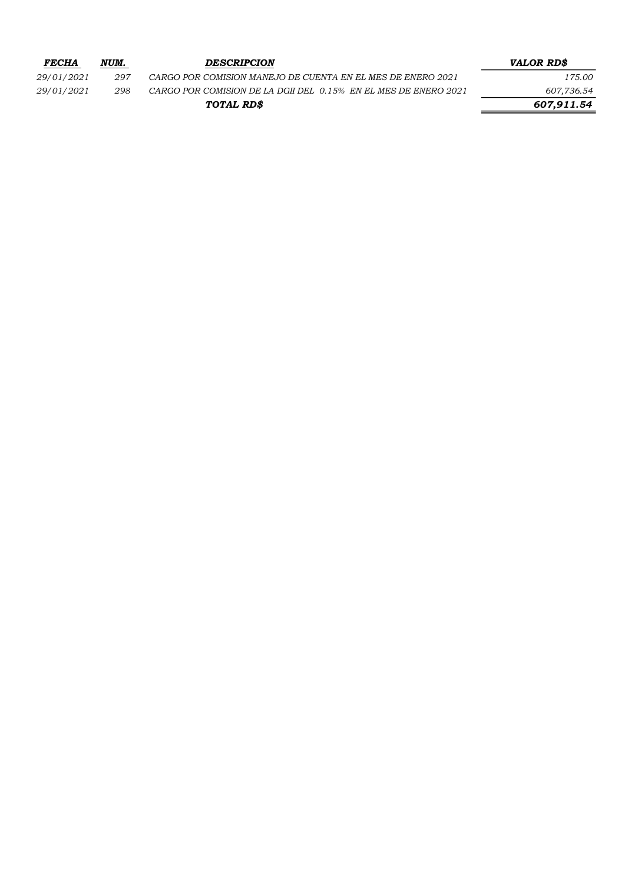| *FECHA* | *NUM.* | *DESCRIPCION* | *VALOR RD$* |
| --- | --- | --- | --- |
| *29/01/2021* | *297* | *CARGO POR COMISION MANEJO DE CUENTA EN EL MES DE ENERO 2021* | *175.00* |
| *29/01/2021* | *298* | *CARGO POR COMISION DE LA DGII DEL 0.15% EN EL MES DE ENERO 2021* | *607,736.54* |
| | | ***TOTAL RD$*** | ***607,911.54*** |